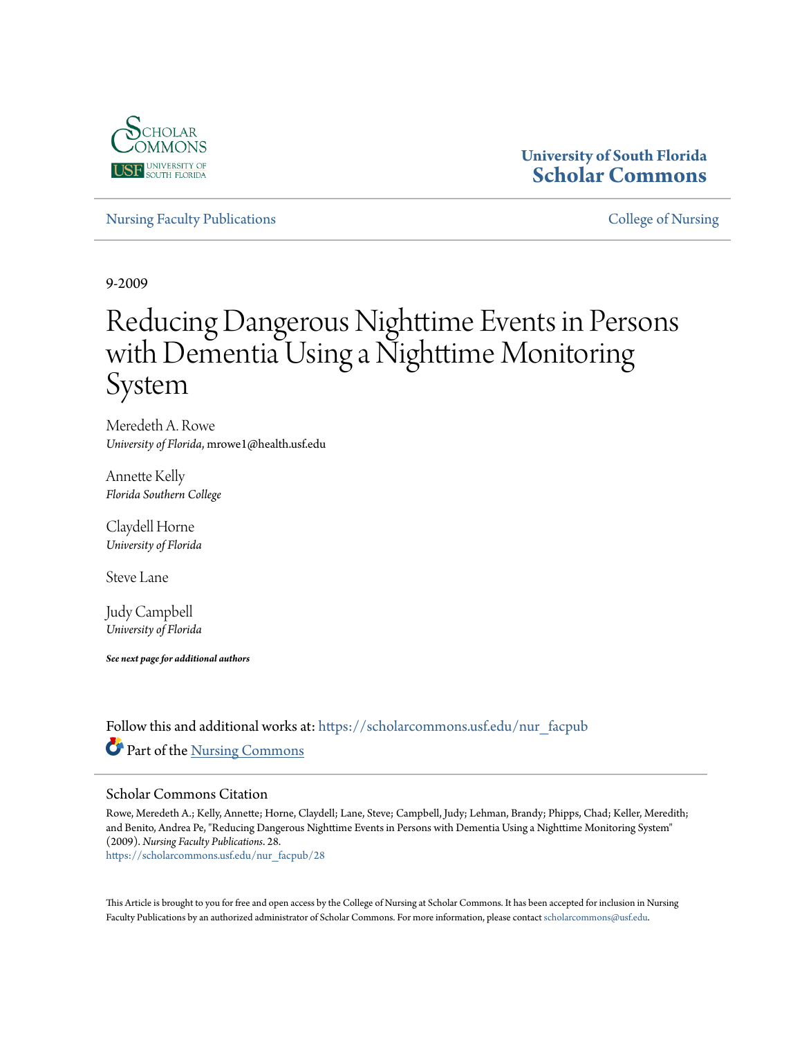University of South Florida
**Scholar Commons**

Nursing Faculty Publications | College of Nursing

9-2009

# Reducing Dangerous Nighttime Events in Persons with Dementia Using a Nighttime Monitoring System

Meredeth A. Rowe
*University of Florida*, mrowe1@health.usf.edu

Annette Kelly
*Florida Southern College*

Claydell Horne
*University of Florida*

Steve Lane

Judy Campbell
*University of Florida*

***See next page for additional authors***

Follow this and additional works at: https://scholarcommons.usf.edu/nur_facpub

Part of the Nursing Commons

## Scholar Commons Citation

Rowe, Meredeth A.; Kelly, Annette; Horne, Claydell; Lane, Steve; Campbell, Judy; Lehman, Brandy; Phipps, Chad; Keller, Meredith; and Benito, Andrea Pe, "Reducing Dangerous Nighttime Events in Persons with Dementia Using a Nighttime Monitoring System" (2009). *Nursing Faculty Publications*. 28.
https://scholarcommons.usf.edu/nur_facpub/28

This Article is brought to you for free and open access by the College of Nursing at Scholar Commons. It has been accepted for inclusion in Nursing Faculty Publications by an authorized administrator of Scholar Commons. For more information, please contact scholarcommons@usf.edu.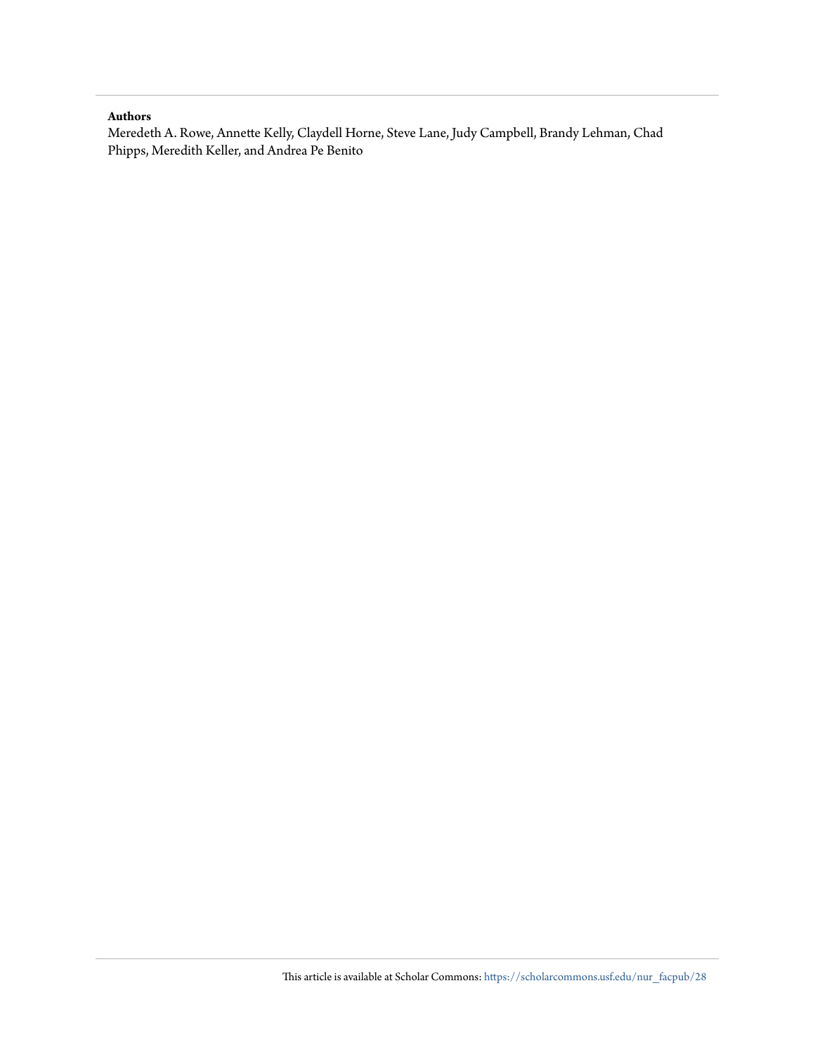**Authors**

Meredeth A. Rowe, Annette Kelly, Claydell Horne, Steve Lane, Judy Campbell, Brandy Lehman, Chad Phipps, Meredith Keller, and Andrea Pe Benito

This article is available at Scholar Commons: https://scholarcommons.usf.edu/nur_facpub/28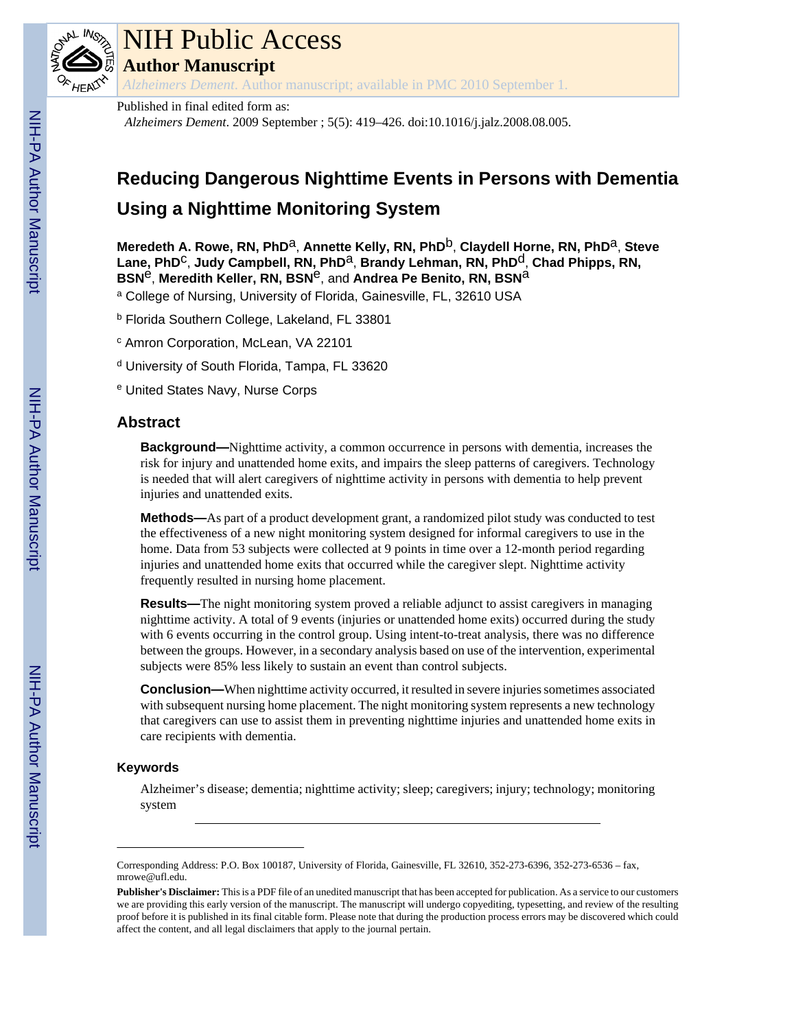# NIH Public Access

## Author Manuscript

*Alzheimers Dement*. Author manuscript; available in PMC 2010 September 1.

Published in final edited form as:

*Alzheimers Dement*. 2009 September ; 5(5): 419–426. doi:10.1016/j.jalz.2008.08.005.

# Reducing Dangerous Nighttime Events in Persons with Dementia Using a Nighttime Monitoring System

**Meredeth A. Rowe, RN, PhD**[a], **Annette Kelly, RN, PhD**[b], **Claydell Horne, RN, PhD**[a], **Steve Lane, PhD**[c], **Judy Campbell, RN, PhD**[a], **Brandy Lehman, RN, PhD**[d], **Chad Phipps, RN, BSN**[e], **Meredith Keller, RN, BSN**[e], and **Andrea Pe Benito, RN, BSN**[a]

[a] College of Nursing, University of Florida, Gainesville, FL, 32610 USA

[b] Florida Southern College, Lakeland, FL 33801

[c] Amron Corporation, McLean, VA 22101

[d] University of South Florida, Tampa, FL 33620

[e] United States Navy, Nurse Corps

## Abstract

**Background—**Nighttime activity, a common occurrence in persons with dementia, increases the risk for injury and unattended home exits, and impairs the sleep patterns of caregivers. Technology is needed that will alert caregivers of nighttime activity in persons with dementia to help prevent injuries and unattended exits.

**Methods—**As part of a product development grant, a randomized pilot study was conducted to test the effectiveness of a new night monitoring system designed for informal caregivers to use in the home. Data from 53 subjects were collected at 9 points in time over a 12-month period regarding injuries and unattended home exits that occurred while the caregiver slept. Nighttime activity frequently resulted in nursing home placement.

**Results—**The night monitoring system proved a reliable adjunct to assist caregivers in managing nighttime activity. A total of 9 events (injuries or unattended home exits) occurred during the study with 6 events occurring in the control group. Using intent-to-treat analysis, there was no difference between the groups. However, in a secondary analysis based on use of the intervention, experimental subjects were 85% less likely to sustain an event than control subjects.

**Conclusion—**When nighttime activity occurred, it resulted in severe injuries sometimes associated with subsequent nursing home placement. The night monitoring system represents a new technology that caregivers can use to assist them in preventing nighttime injuries and unattended home exits in care recipients with dementia.

### Keywords

Alzheimer's disease; dementia; nighttime activity; sleep; caregivers; injury; technology; monitoring system

---

Corresponding Address: P.O. Box 100187, University of Florida, Gainesville, FL 32610, 352-273-6396, 352-273-6536 – fax, mrowe@ufl.edu.

**Publisher's Disclaimer:** This is a PDF file of an unedited manuscript that has been accepted for publication. As a service to our customers we are providing this early version of the manuscript. The manuscript will undergo copyediting, typesetting, and review of the resulting proof before it is published in its final citable form. Please note that during the production process errors may be discovered which could affect the content, and all legal disclaimers that apply to the journal pertain.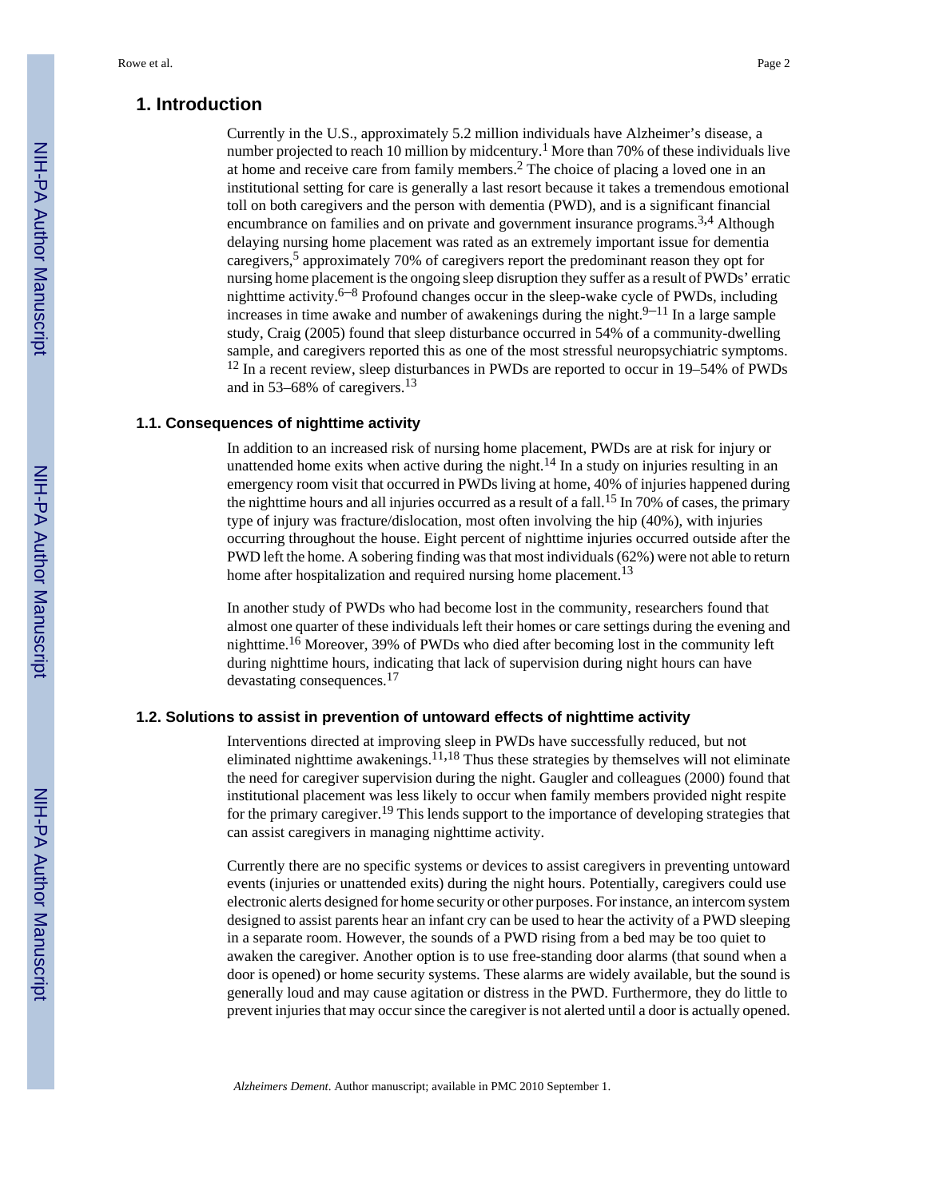## 1. Introduction

Currently in the U.S., approximately 5.2 million individuals have Alzheimer's disease, a number projected to reach 10 million by midcentury.[1] More than 70% of these individuals live at home and receive care from family members.[2] The choice of placing a loved one in an institutional setting for care is generally a last resort because it takes a tremendous emotional toll on both caregivers and the person with dementia (PWD), and is a significant financial encumbrance on families and on private and government insurance programs.[3,4] Although delaying nursing home placement was rated as an extremely important issue for dementia caregivers,[5] approximately 70% of caregivers report the predominant reason they opt for nursing home placement is the ongoing sleep disruption they suffer as a result of PWDs' erratic nighttime activity.[6–8] Profound changes occur in the sleep-wake cycle of PWDs, including increases in time awake and number of awakenings during the night.[9–11] In a large sample study, Craig (2005) found that sleep disturbance occurred in 54% of a community-dwelling sample, and caregivers reported this as one of the most stressful neuropsychiatric symptoms.[12] In a recent review, sleep disturbances in PWDs are reported to occur in 19–54% of PWDs and in 53–68% of caregivers.[13]

### 1.1. Consequences of nighttime activity

In addition to an increased risk of nursing home placement, PWDs are at risk for injury or unattended home exits when active during the night.[14] In a study on injuries resulting in an emergency room visit that occurred in PWDs living at home, 40% of injuries happened during the nighttime hours and all injuries occurred as a result of a fall.[15] In 70% of cases, the primary type of injury was fracture/dislocation, most often involving the hip (40%), with injuries occurring throughout the house. Eight percent of nighttime injuries occurred outside after the PWD left the home. A sobering finding was that most individuals (62%) were not able to return home after hospitalization and required nursing home placement.[13]

In another study of PWDs who had become lost in the community, researchers found that almost one quarter of these individuals left their homes or care settings during the evening and nighttime.[16] Moreover, 39% of PWDs who died after becoming lost in the community left during nighttime hours, indicating that lack of supervision during night hours can have devastating consequences.[17]

### 1.2. Solutions to assist in prevention of untoward effects of nighttime activity

Interventions directed at improving sleep in PWDs have successfully reduced, but not eliminated nighttime awakenings.[11,18] Thus these strategies by themselves will not eliminate the need for caregiver supervision during the night. Gaugler and colleagues (2000) found that institutional placement was less likely to occur when family members provided night respite for the primary caregiver.[19] This lends support to the importance of developing strategies that can assist caregivers in managing nighttime activity.

Currently there are no specific systems or devices to assist caregivers in preventing untoward events (injuries or unattended exits) during the night hours. Potentially, caregivers could use electronic alerts designed for home security or other purposes. For instance, an intercom system designed to assist parents hear an infant cry can be used to hear the activity of a PWD sleeping in a separate room. However, the sounds of a PWD rising from a bed may be too quiet to awaken the caregiver. Another option is to use free-standing door alarms (that sound when a door is opened) or home security systems. These alarms are widely available, but the sound is generally loud and may cause agitation or distress in the PWD. Furthermore, they do little to prevent injuries that may occur since the caregiver is not alerted until a door is actually opened.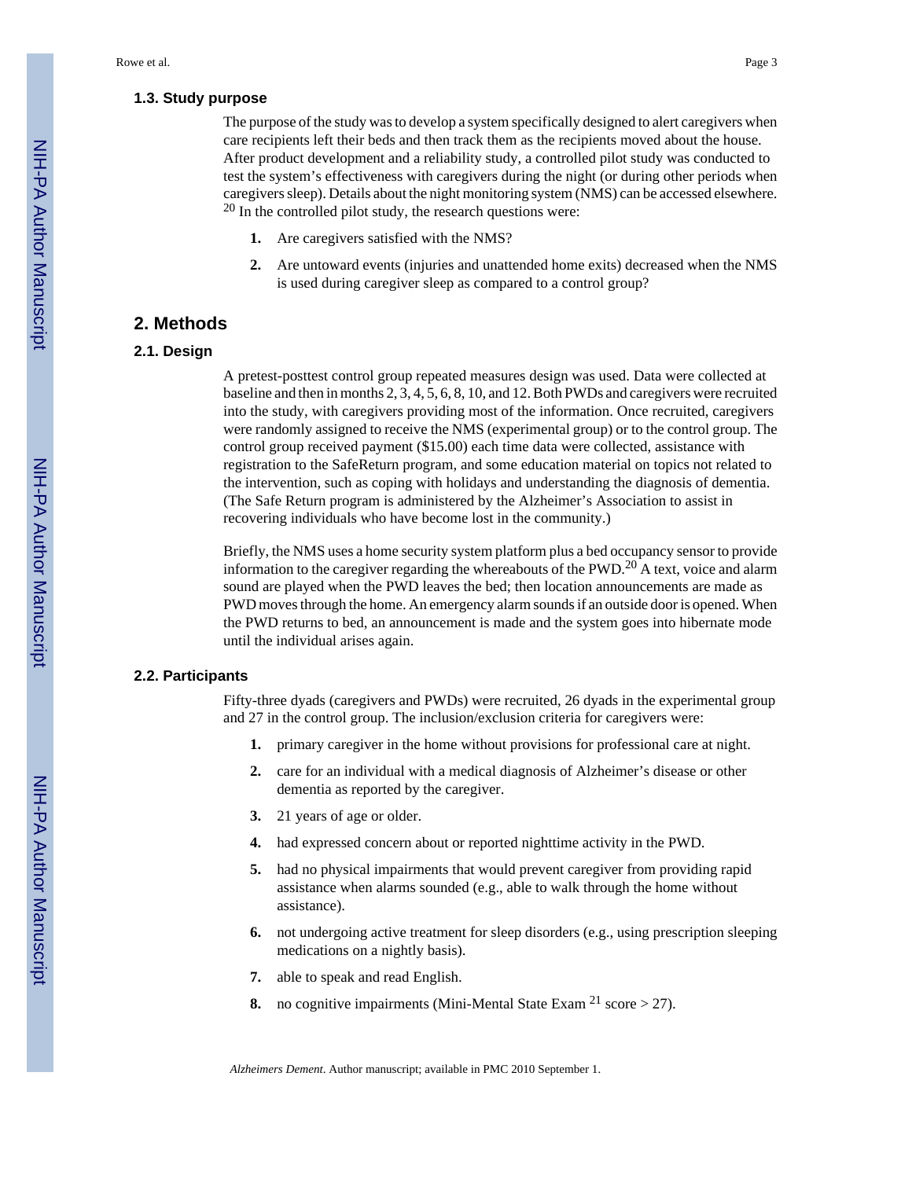### 1.3. Study purpose

The purpose of the study was to develop a system specifically designed to alert caregivers when care recipients left their beds and then track them as the recipients moved about the house. After product development and a reliability study, a controlled pilot study was conducted to test the system's effectiveness with caregivers during the night (or during other periods when caregivers sleep). Details about the night monitoring system (NMS) can be accessed elsewhere.[20] In the controlled pilot study, the research questions were:

1. Are caregivers satisfied with the NMS?
2. Are untoward events (injuries and unattended home exits) decreased when the NMS is used during caregiver sleep as compared to a control group?

## 2. Methods

### 2.1. Design

A pretest-posttest control group repeated measures design was used. Data were collected at baseline and then in months 2, 3, 4, 5, 6, 8, 10, and 12. Both PWDs and caregivers were recruited into the study, with caregivers providing most of the information. Once recruited, caregivers were randomly assigned to receive the NMS (experimental group) or to the control group. The control group received payment ($15.00) each time data were collected, assistance with registration to the SafeReturn program, and some education material on topics not related to the intervention, such as coping with holidays and understanding the diagnosis of dementia. (The Safe Return program is administered by the Alzheimer's Association to assist in recovering individuals who have become lost in the community.)

Briefly, the NMS uses a home security system platform plus a bed occupancy sensor to provide information to the caregiver regarding the whereabouts of the PWD.[20] A text, voice and alarm sound are played when the PWD leaves the bed; then location announcements are made as PWD moves through the home. An emergency alarm sounds if an outside door is opened. When the PWD returns to bed, an announcement is made and the system goes into hibernate mode until the individual arises again.

### 2.2. Participants

Fifty-three dyads (caregivers and PWDs) were recruited, 26 dyads in the experimental group and 27 in the control group. The inclusion/exclusion criteria for caregivers were:

1. primary caregiver in the home without provisions for professional care at night.
2. care for an individual with a medical diagnosis of Alzheimer's disease or other dementia as reported by the caregiver.
3. 21 years of age or older.
4. had expressed concern about or reported nighttime activity in the PWD.
5. had no physical impairments that would prevent caregiver from providing rapid assistance when alarms sounded (e.g., able to walk through the home without assistance).
6. not undergoing active treatment for sleep disorders (e.g., using prescription sleeping medications on a nightly basis).
7. able to speak and read English.
8. no cognitive impairments (Mini-Mental State Exam [21] score > 27).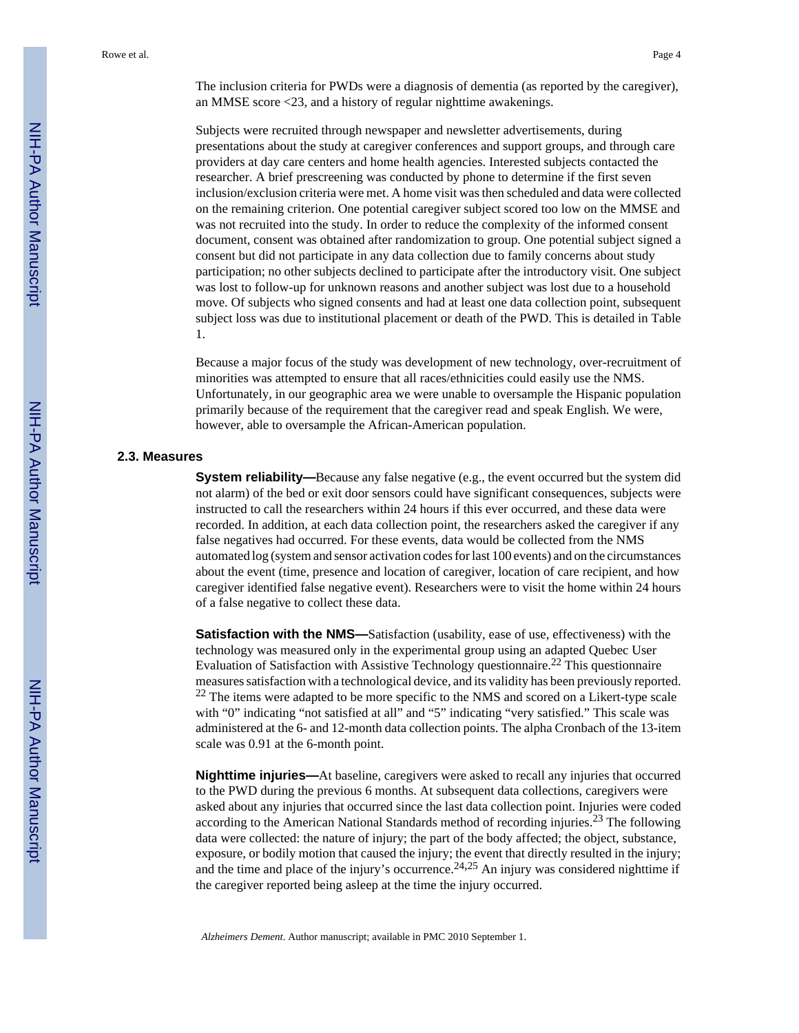The inclusion criteria for PWDs were a diagnosis of dementia (as reported by the caregiver), an MMSE score <23, and a history of regular nighttime awakenings.

Subjects were recruited through newspaper and newsletter advertisements, during presentations about the study at caregiver conferences and support groups, and through care providers at day care centers and home health agencies. Interested subjects contacted the researcher. A brief prescreening was conducted by phone to determine if the first seven inclusion/exclusion criteria were met. A home visit was then scheduled and data were collected on the remaining criterion. One potential caregiver subject scored too low on the MMSE and was not recruited into the study. In order to reduce the complexity of the informed consent document, consent was obtained after randomization to group. One potential subject signed a consent but did not participate in any data collection due to family concerns about study participation; no other subjects declined to participate after the introductory visit. One subject was lost to follow-up for unknown reasons and another subject was lost due to a household move. Of subjects who signed consents and had at least one data collection point, subsequent subject loss was due to institutional placement or death of the PWD. This is detailed in Table 1.

Because a major focus of the study was development of new technology, over-recruitment of minorities was attempted to ensure that all races/ethnicities could easily use the NMS. Unfortunately, in our geographic area we were unable to oversample the Hispanic population primarily because of the requirement that the caregiver read and speak English. We were, however, able to oversample the African-American population.

### 2.3. Measures

**System reliability—**Because any false negative (e.g., the event occurred but the system did not alarm) of the bed or exit door sensors could have significant consequences, subjects were instructed to call the researchers within 24 hours if this ever occurred, and these data were recorded. In addition, at each data collection point, the researchers asked the caregiver if any false negatives had occurred. For these events, data would be collected from the NMS automated log (system and sensor activation codes for last 100 events) and on the circumstances about the event (time, presence and location of caregiver, location of care recipient, and how caregiver identified false negative event). Researchers were to visit the home within 24 hours of a false negative to collect these data.

**Satisfaction with the NMS—**Satisfaction (usability, ease of use, effectiveness) with the technology was measured only in the experimental group using an adapted Quebec User Evaluation of Satisfaction with Assistive Technology questionnaire.[22] This questionnaire measures satisfaction with a technological device, and its validity has been previously reported.[22] The items were adapted to be more specific to the NMS and scored on a Likert-type scale with "0" indicating "not satisfied at all" and "5" indicating "very satisfied." This scale was administered at the 6- and 12-month data collection points. The alpha Cronbach of the 13-item scale was 0.91 at the 6-month point.

**Nighttime injuries—**At baseline, caregivers were asked to recall any injuries that occurred to the PWD during the previous 6 months. At subsequent data collections, caregivers were asked about any injuries that occurred since the last data collection point. Injuries were coded according to the American National Standards method of recording injuries.[23] The following data were collected: the nature of injury; the part of the body affected; the object, substance, exposure, or bodily motion that caused the injury; the event that directly resulted in the injury; and the time and place of the injury's occurrence.[24,25] An injury was considered nighttime if the caregiver reported being asleep at the time the injury occurred.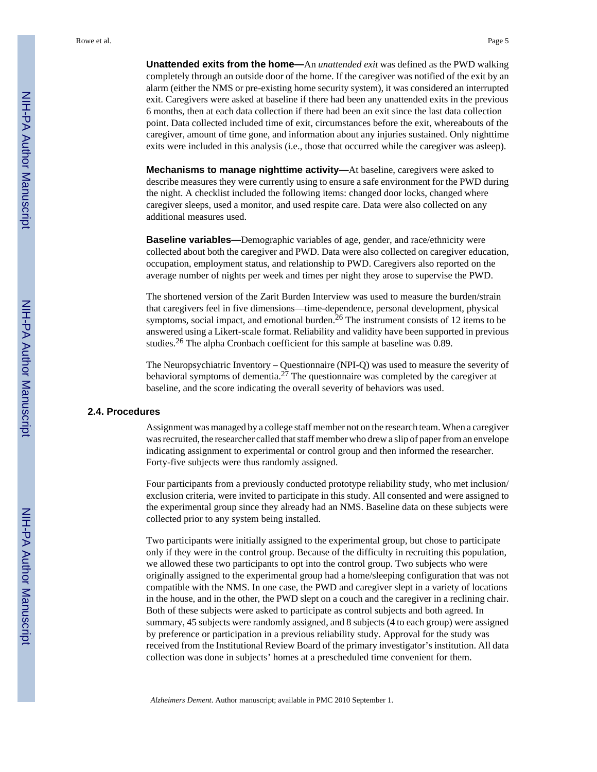**Unattended exits from the home—**An *unattended exit* was defined as the PWD walking completely through an outside door of the home. If the caregiver was notified of the exit by an alarm (either the NMS or pre-existing home security system), it was considered an interrupted exit. Caregivers were asked at baseline if there had been any unattended exits in the previous 6 months, then at each data collection if there had been an exit since the last data collection point. Data collected included time of exit, circumstances before the exit, whereabouts of the caregiver, amount of time gone, and information about any injuries sustained. Only nighttime exits were included in this analysis (i.e., those that occurred while the caregiver was asleep).

**Mechanisms to manage nighttime activity—**At baseline, caregivers were asked to describe measures they were currently using to ensure a safe environment for the PWD during the night. A checklist included the following items: changed door locks, changed where caregiver sleeps, used a monitor, and used respite care. Data were also collected on any additional measures used.

**Baseline variables—**Demographic variables of age, gender, and race/ethnicity were collected about both the caregiver and PWD. Data were also collected on caregiver education, occupation, employment status, and relationship to PWD. Caregivers also reported on the average number of nights per week and times per night they arose to supervise the PWD.

The shortened version of the Zarit Burden Interview was used to measure the burden/strain that caregivers feel in five dimensions—time-dependence, personal development, physical symptoms, social impact, and emotional burden.[26] The instrument consists of 12 items to be answered using a Likert-scale format. Reliability and validity have been supported in previous studies.[26] The alpha Cronbach coefficient for this sample at baseline was 0.89.

The Neuropsychiatric Inventory – Questionnaire (NPI-Q) was used to measure the severity of behavioral symptoms of dementia.[27] The questionnaire was completed by the caregiver at baseline, and the score indicating the overall severity of behaviors was used.

### 2.4. Procedures

Assignment was managed by a college staff member not on the research team. When a caregiver was recruited, the researcher called that staff member who drew a slip of paper from an envelope indicating assignment to experimental or control group and then informed the researcher. Forty-five subjects were thus randomly assigned.

Four participants from a previously conducted prototype reliability study, who met inclusion/exclusion criteria, were invited to participate in this study. All consented and were assigned to the experimental group since they already had an NMS. Baseline data on these subjects were collected prior to any system being installed.

Two participants were initially assigned to the experimental group, but chose to participate only if they were in the control group. Because of the difficulty in recruiting this population, we allowed these two participants to opt into the control group. Two subjects who were originally assigned to the experimental group had a home/sleeping configuration that was not compatible with the NMS. In one case, the PWD and caregiver slept in a variety of locations in the house, and in the other, the PWD slept on a couch and the caregiver in a reclining chair. Both of these subjects were asked to participate as control subjects and both agreed. In summary, 45 subjects were randomly assigned, and 8 subjects (4 to each group) were assigned by preference or participation in a previous reliability study. Approval for the study was received from the Institutional Review Board of the primary investigator's institution. All data collection was done in subjects' homes at a prescheduled time convenient for them.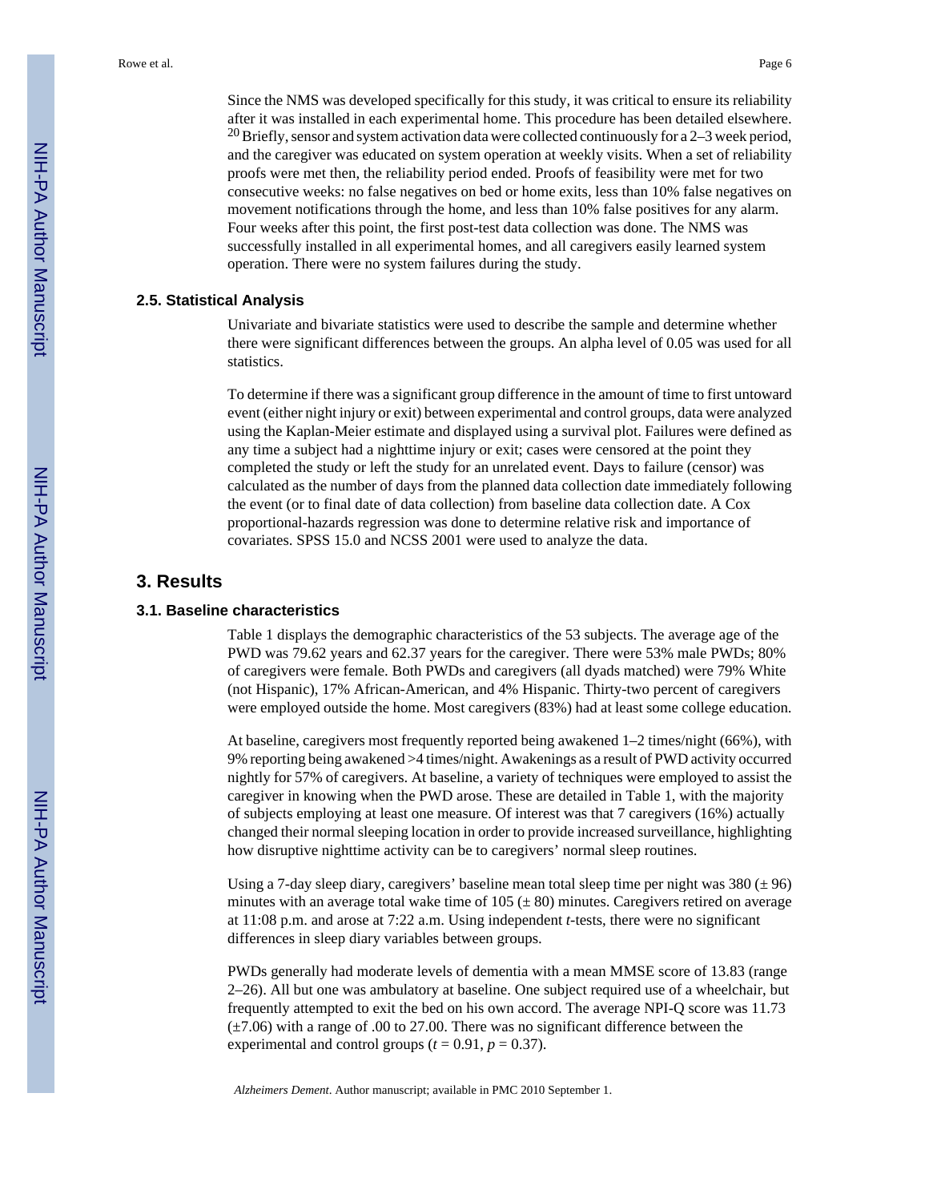Since the NMS was developed specifically for this study, it was critical to ensure its reliability after it was installed in each experimental home. This procedure has been detailed elsewhere.[20] Briefly, sensor and system activation data were collected continuously for a 2–3 week period, and the caregiver was educated on system operation at weekly visits. When a set of reliability proofs were met then, the reliability period ended. Proofs of feasibility were met for two consecutive weeks: no false negatives on bed or home exits, less than 10% false negatives on movement notifications through the home, and less than 10% false positives for any alarm. Four weeks after this point, the first post-test data collection was done. The NMS was successfully installed in all experimental homes, and all caregivers easily learned system operation. There were no system failures during the study.

### 2.5. Statistical Analysis

Univariate and bivariate statistics were used to describe the sample and determine whether there were significant differences between the groups. An alpha level of 0.05 was used for all statistics.

To determine if there was a significant group difference in the amount of time to first untoward event (either night injury or exit) between experimental and control groups, data were analyzed using the Kaplan-Meier estimate and displayed using a survival plot. Failures were defined as any time a subject had a nighttime injury or exit; cases were censored at the point they completed the study or left the study for an unrelated event. Days to failure (censor) was calculated as the number of days from the planned data collection date immediately following the event (or to final date of data collection) from baseline data collection date. A Cox proportional-hazards regression was done to determine relative risk and importance of covariates. SPSS 15.0 and NCSS 2001 were used to analyze the data.

## 3. Results

### 3.1. Baseline characteristics

Table 1 displays the demographic characteristics of the 53 subjects. The average age of the PWD was 79.62 years and 62.37 years for the caregiver. There were 53% male PWDs; 80% of caregivers were female. Both PWDs and caregivers (all dyads matched) were 79% White (not Hispanic), 17% African-American, and 4% Hispanic. Thirty-two percent of caregivers were employed outside the home. Most caregivers (83%) had at least some college education.

At baseline, caregivers most frequently reported being awakened 1–2 times/night (66%), with 9% reporting being awakened >4 times/night. Awakenings as a result of PWD activity occurred nightly for 57% of caregivers. At baseline, a variety of techniques were employed to assist the caregiver in knowing when the PWD arose. These are detailed in Table 1, with the majority of subjects employing at least one measure. Of interest was that 7 caregivers (16%) actually changed their normal sleeping location in order to provide increased surveillance, highlighting how disruptive nighttime activity can be to caregivers' normal sleep routines.

Using a 7-day sleep diary, caregivers' baseline mean total sleep time per night was 380 (± 96) minutes with an average total wake time of 105 (± 80) minutes. Caregivers retired on average at 11:08 p.m. and arose at 7:22 a.m. Using independent *t*-tests, there were no significant differences in sleep diary variables between groups.

PWDs generally had moderate levels of dementia with a mean MMSE score of 13.83 (range 2–26). All but one was ambulatory at baseline. One subject required use of a wheelchair, but frequently attempted to exit the bed on his own accord. The average NPI-Q score was 11.73 (±7.06) with a range of .00 to 27.00. There was no significant difference between the experimental and control groups ($t = 0.91$, $p = 0.37$).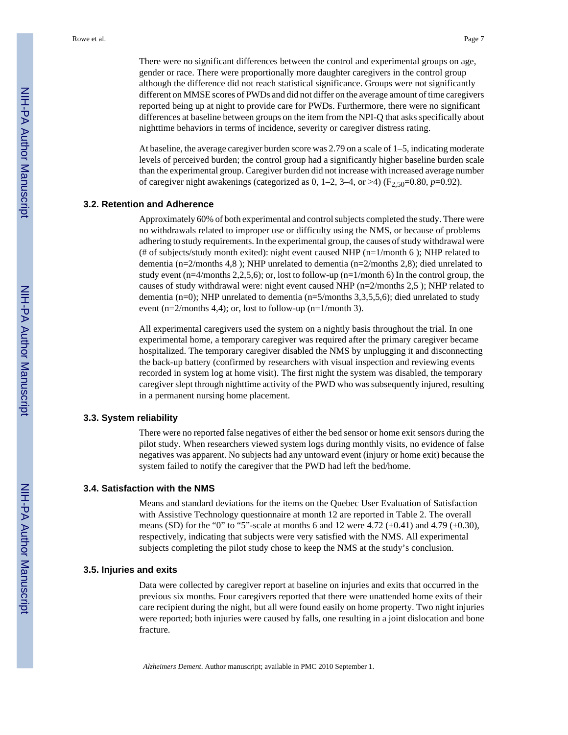There were no significant differences between the control and experimental groups on age, gender or race. There were proportionally more daughter caregivers in the control group although the difference did not reach statistical significance. Groups were not significantly different on MMSE scores of PWDs and did not differ on the average amount of time caregivers reported being up at night to provide care for PWDs. Furthermore, there were no significant differences at baseline between groups on the item from the NPI-Q that asks specifically about nighttime behaviors in terms of incidence, severity or caregiver distress rating.

At baseline, the average caregiver burden score was 2.79 on a scale of 1–5, indicating moderate levels of perceived burden; the control group had a significantly higher baseline burden scale than the experimental group. Caregiver burden did not increase with increased average number of caregiver night awakenings (categorized as 0, 1–2, 3–4, or >4) ($F_{2,50}$=0.80, $p$=0.92).

### 3.2. Retention and Adherence

Approximately 60% of both experimental and control subjects completed the study. There were no withdrawals related to improper use or difficulty using the NMS, or because of problems adhering to study requirements. In the experimental group, the causes of study withdrawal were (# of subjects/study month exited): night event caused NHP (n=1/month 6 ); NHP related to dementia (n=2/months 4,8 ); NHP unrelated to dementia (n=2/months 2,8); died unrelated to study event (n=4/months 2,2,5,6); or, lost to follow-up (n=1/month 6) In the control group, the causes of study withdrawal were: night event caused NHP (n=2/months 2,5 ); NHP related to dementia (n=0); NHP unrelated to dementia (n=5/months 3,3,5,5,6); died unrelated to study event (n=2/months 4,4); or, lost to follow-up (n=1/month 3).

All experimental caregivers used the system on a nightly basis throughout the trial. In one experimental home, a temporary caregiver was required after the primary caregiver became hospitalized. The temporary caregiver disabled the NMS by unplugging it and disconnecting the back-up battery (confirmed by researchers with visual inspection and reviewing events recorded in system log at home visit). The first night the system was disabled, the temporary caregiver slept through nighttime activity of the PWD who was subsequently injured, resulting in a permanent nursing home placement.

### 3.3. System reliability

There were no reported false negatives of either the bed sensor or home exit sensors during the pilot study. When researchers viewed system logs during monthly visits, no evidence of false negatives was apparent. No subjects had any untoward event (injury or home exit) because the system failed to notify the caregiver that the PWD had left the bed/home.

### 3.4. Satisfaction with the NMS

Means and standard deviations for the items on the Quebec User Evaluation of Satisfaction with Assistive Technology questionnaire at month 12 are reported in Table 2. The overall means (SD) for the "0" to "5"-scale at months 6 and 12 were 4.72 (±0.41) and 4.79 (±0.30), respectively, indicating that subjects were very satisfied with the NMS. All experimental subjects completing the pilot study chose to keep the NMS at the study's conclusion.

### 3.5. Injuries and exits

Data were collected by caregiver report at baseline on injuries and exits that occurred in the previous six months. Four caregivers reported that there were unattended home exits of their care recipient during the night, but all were found easily on home property. Two night injuries were reported; both injuries were caused by falls, one resulting in a joint dislocation and bone fracture.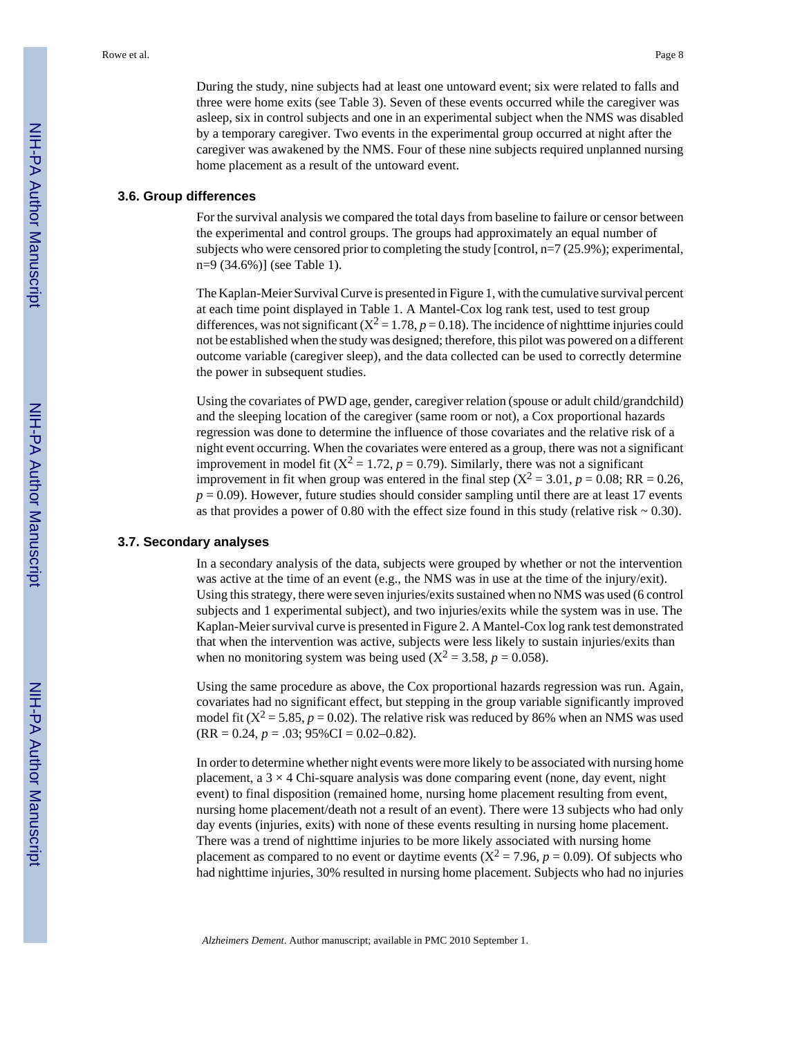During the study, nine subjects had at least one untoward event; six were related to falls and three were home exits (see Table 3). Seven of these events occurred while the caregiver was asleep, six in control subjects and one in an experimental subject when the NMS was disabled by a temporary caregiver. Two events in the experimental group occurred at night after the caregiver was awakened by the NMS. Four of these nine subjects required unplanned nursing home placement as a result of the untoward event.

### 3.6. Group differences

For the survival analysis we compared the total days from baseline to failure or censor between the experimental and control groups. The groups had approximately an equal number of subjects who were censored prior to completing the study [control, n=7 (25.9%); experimental, n=9 (34.6%)] (see Table 1).

The Kaplan-Meier Survival Curve is presented in Figure 1, with the cumulative survival percent at each time point displayed in Table 1. A Mantel-Cox log rank test, used to test group differences, was not significant ($X^2 = 1.78$, $p = 0.18$). The incidence of nighttime injuries could not be established when the study was designed; therefore, this pilot was powered on a different outcome variable (caregiver sleep), and the data collected can be used to correctly determine the power in subsequent studies.

Using the covariates of PWD age, gender, caregiver relation (spouse or adult child/grandchild) and the sleeping location of the caregiver (same room or not), a Cox proportional hazards regression was done to determine the influence of those covariates and the relative risk of a night event occurring. When the covariates were entered as a group, there was not a significant improvement in model fit ($X^2 = 1.72$, $p = 0.79$). Similarly, there was not a significant improvement in fit when group was entered in the final step ($X^2 = 3.01$, $p = 0.08$; RR = 0.26, $p = 0.09$). However, future studies should consider sampling until there are at least 17 events as that provides a power of 0.80 with the effect size found in this study (relative risk ~ 0.30).

### 3.7. Secondary analyses

In a secondary analysis of the data, subjects were grouped by whether or not the intervention was active at the time of an event (e.g., the NMS was in use at the time of the injury/exit). Using this strategy, there were seven injuries/exits sustained when no NMS was used (6 control subjects and 1 experimental subject), and two injuries/exits while the system was in use. The Kaplan-Meier survival curve is presented in Figure 2. A Mantel-Cox log rank test demonstrated that when the intervention was active, subjects were less likely to sustain injuries/exits than when no monitoring system was being used ($X^2 = 3.58$, $p = 0.058$).

Using the same procedure as above, the Cox proportional hazards regression was run. Again, covariates had no significant effect, but stepping in the group variable significantly improved model fit ($X^2 = 5.85$, $p = 0.02$). The relative risk was reduced by 86% when an NMS was used (RR = 0.24, $p = .03$; 95%CI = 0.02–0.82).

In order to determine whether night events were more likely to be associated with nursing home placement, a $3 \times 4$ Chi-square analysis was done comparing event (none, day event, night event) to final disposition (remained home, nursing home placement resulting from event, nursing home placement/death not a result of an event). There were 13 subjects who had only day events (injuries, exits) with none of these events resulting in nursing home placement. There was a trend of nighttime injuries to be more likely associated with nursing home placement as compared to no event or daytime events ($X^2 = 7.96$, $p = 0.09$). Of subjects who had nighttime injuries, 30% resulted in nursing home placement. Subjects who had no injuries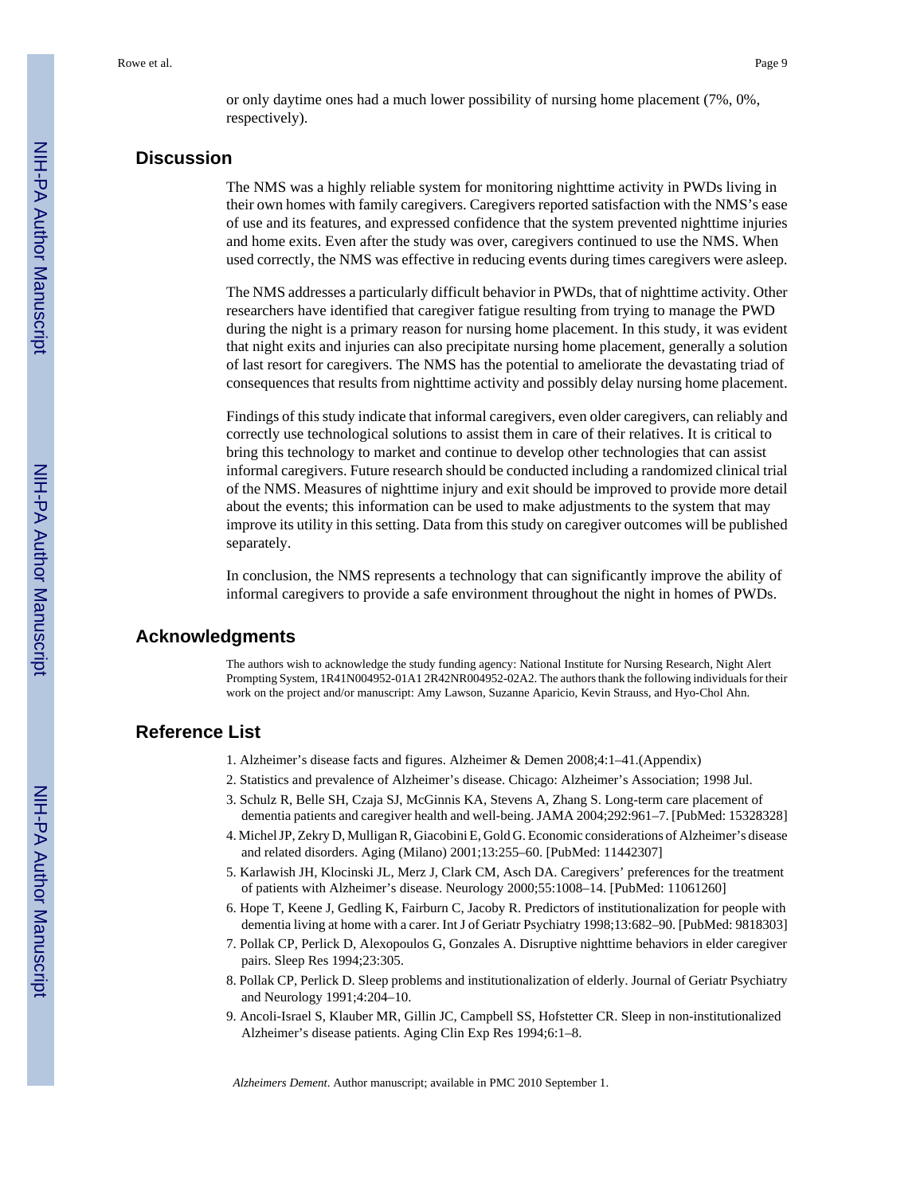or only daytime ones had a much lower possibility of nursing home placement (7%, 0%, respectively).

## Discussion

The NMS was a highly reliable system for monitoring nighttime activity in PWDs living in their own homes with family caregivers. Caregivers reported satisfaction with the NMS's ease of use and its features, and expressed confidence that the system prevented nighttime injuries and home exits. Even after the study was over, caregivers continued to use the NMS. When used correctly, the NMS was effective in reducing events during times caregivers were asleep.

The NMS addresses a particularly difficult behavior in PWDs, that of nighttime activity. Other researchers have identified that caregiver fatigue resulting from trying to manage the PWD during the night is a primary reason for nursing home placement. In this study, it was evident that night exits and injuries can also precipitate nursing home placement, generally a solution of last resort for caregivers. The NMS has the potential to ameliorate the devastating triad of consequences that results from nighttime activity and possibly delay nursing home placement.

Findings of this study indicate that informal caregivers, even older caregivers, can reliably and correctly use technological solutions to assist them in care of their relatives. It is critical to bring this technology to market and continue to develop other technologies that can assist informal caregivers. Future research should be conducted including a randomized clinical trial of the NMS. Measures of nighttime injury and exit should be improved to provide more detail about the events; this information can be used to make adjustments to the system that may improve its utility in this setting. Data from this study on caregiver outcomes will be published separately.

In conclusion, the NMS represents a technology that can significantly improve the ability of informal caregivers to provide a safe environment throughout the night in homes of PWDs.

## Acknowledgments

The authors wish to acknowledge the study funding agency: National Institute for Nursing Research, Night Alert Prompting System, 1R41N004952-01A1 2R42NR004952-02A2. The authors thank the following individuals for their work on the project and/or manuscript: Amy Lawson, Suzanne Aparicio, Kevin Strauss, and Hyo-Chol Ahn.

## Reference List

1. Alzheimer's disease facts and figures. Alzheimer & Demen 2008;4:1–41.(Appendix)
2. Statistics and prevalence of Alzheimer's disease. Chicago: Alzheimer's Association; 1998 Jul.
3. Schulz R, Belle SH, Czaja SJ, McGinnis KA, Stevens A, Zhang S. Long-term care placement of dementia patients and caregiver health and well-being. JAMA 2004;292:961–7. [PubMed: 15328328]
4. Michel JP, Zekry D, Mulligan R, Giacobini E, Gold G. Economic considerations of Alzheimer's disease and related disorders. Aging (Milano) 2001;13:255–60. [PubMed: 11442307]
5. Karlawish JH, Klocinski JL, Merz J, Clark CM, Asch DA. Caregivers' preferences for the treatment of patients with Alzheimer's disease. Neurology 2000;55:1008–14. [PubMed: 11061260]
6. Hope T, Keene J, Gedling K, Fairburn C, Jacoby R. Predictors of institutionalization for people with dementia living at home with a carer. Int J of Geriatr Psychiatry 1998;13:682–90. [PubMed: 9818303]
7. Pollak CP, Perlick D, Alexopoulos G, Gonzales A. Disruptive nighttime behaviors in elder caregiver pairs. Sleep Res 1994;23:305.
8. Pollak CP, Perlick D. Sleep problems and institutionalization of elderly. Journal of Geriatr Psychiatry and Neurology 1991;4:204–10.
9. Ancoli-Israel S, Klauber MR, Gillin JC, Campbell SS, Hofstetter CR. Sleep in non-institutionalized Alzheimer's disease patients. Aging Clin Exp Res 1994;6:1–8.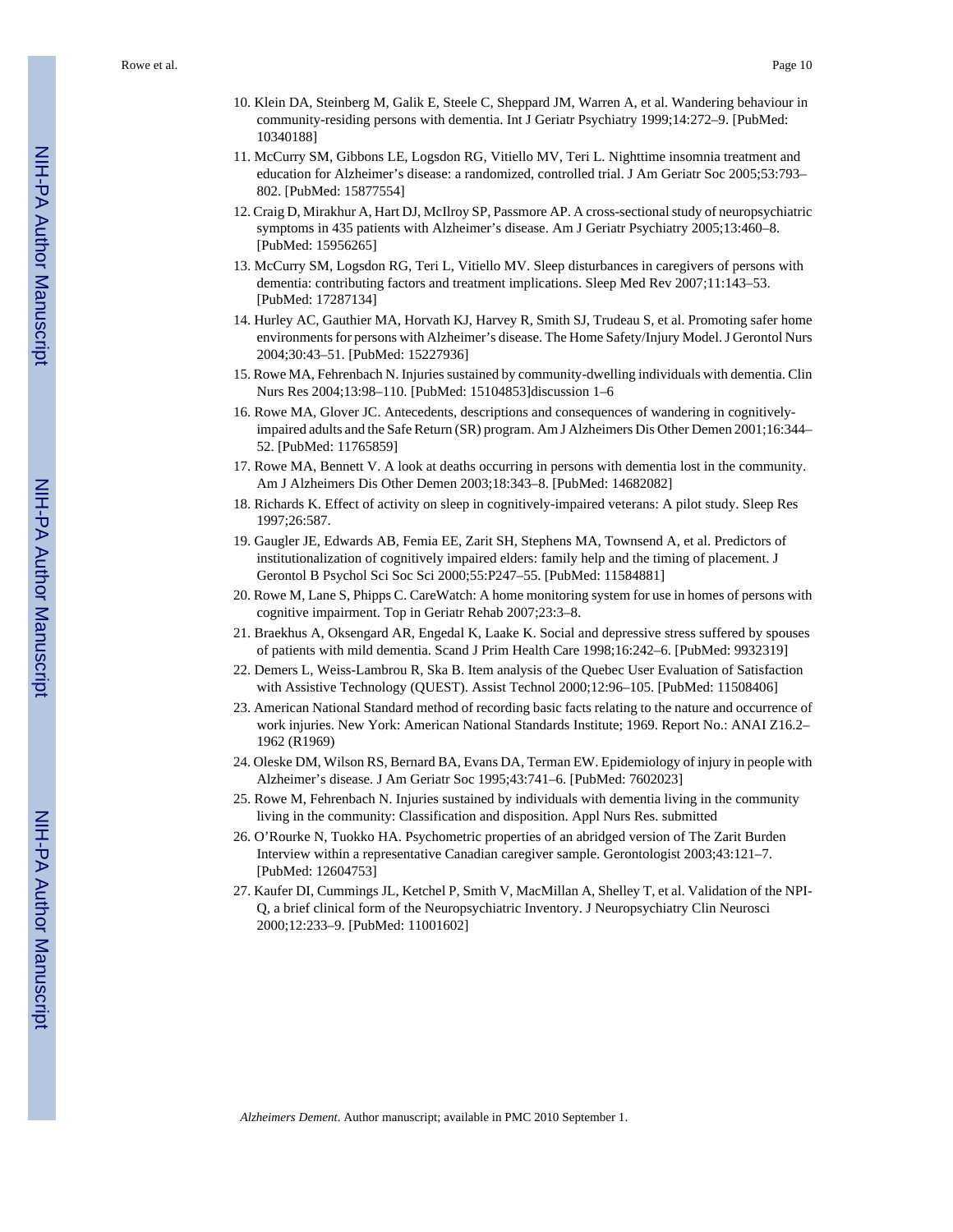10. Klein DA, Steinberg M, Galik E, Steele C, Sheppard JM, Warren A, et al. Wandering behaviour in community-residing persons with dementia. Int J Geriatr Psychiatry 1999;14:272–9. [PubMed: 10340188]
11. McCurry SM, Gibbons LE, Logsdon RG, Vitiello MV, Teri L. Nighttime insomnia treatment and education for Alzheimer's disease: a randomized, controlled trial. J Am Geriatr Soc 2005;53:793–802. [PubMed: 15877554]
12. Craig D, Mirakhur A, Hart DJ, McIlroy SP, Passmore AP. A cross-sectional study of neuropsychiatric symptoms in 435 patients with Alzheimer's disease. Am J Geriatr Psychiatry 2005;13:460–8. [PubMed: 15956265]
13. McCurry SM, Logsdon RG, Teri L, Vitiello MV. Sleep disturbances in caregivers of persons with dementia: contributing factors and treatment implications. Sleep Med Rev 2007;11:143–53. [PubMed: 17287134]
14. Hurley AC, Gauthier MA, Horvath KJ, Harvey R, Smith SJ, Trudeau S, et al. Promoting safer home environments for persons with Alzheimer's disease. The Home Safety/Injury Model. J Gerontol Nurs 2004;30:43–51. [PubMed: 15227936]
15. Rowe MA, Fehrenbach N. Injuries sustained by community-dwelling individuals with dementia. Clin Nurs Res 2004;13:98–110. [PubMed: 15104853]discussion 1–6
16. Rowe MA, Glover JC. Antecedents, descriptions and consequences of wandering in cognitively-impaired adults and the Safe Return (SR) program. Am J Alzheimers Dis Other Demen 2001;16:344–52. [PubMed: 11765859]
17. Rowe MA, Bennett V. A look at deaths occurring in persons with dementia lost in the community. Am J Alzheimers Dis Other Demen 2003;18:343–8. [PubMed: 14682082]
18. Richards K. Effect of activity on sleep in cognitively-impaired veterans: A pilot study. Sleep Res 1997;26:587.
19. Gaugler JE, Edwards AB, Femia EE, Zarit SH, Stephens MA, Townsend A, et al. Predictors of institutionalization of cognitively impaired elders: family help and the timing of placement. J Gerontol B Psychol Sci Soc Sci 2000;55:P247–55. [PubMed: 11584881]
20. Rowe M, Lane S, Phipps C. CareWatch: A home monitoring system for use in homes of persons with cognitive impairment. Top in Geriatr Rehab 2007;23:3–8.
21. Braekhus A, Oksengard AR, Engedal K, Laake K. Social and depressive stress suffered by spouses of patients with mild dementia. Scand J Prim Health Care 1998;16:242–6. [PubMed: 9932319]
22. Demers L, Weiss-Lambrou R, Ska B. Item analysis of the Quebec User Evaluation of Satisfaction with Assistive Technology (QUEST). Assist Technol 2000;12:96–105. [PubMed: 11508406]
23. American National Standard method of recording basic facts relating to the nature and occurrence of work injuries. New York: American National Standards Institute; 1969. Report No.: ANAI Z16.2–1962 (R1969)
24. Oleske DM, Wilson RS, Bernard BA, Evans DA, Terman EW. Epidemiology of injury in people with Alzheimer's disease. J Am Geriatr Soc 1995;43:741–6. [PubMed: 7602023]
25. Rowe M, Fehrenbach N. Injuries sustained by individuals with dementia living in the community living in the community: Classification and disposition. Appl Nurs Res. submitted
26. O'Rourke N, Tuokko HA. Psychometric properties of an abridged version of The Zarit Burden Interview within a representative Canadian caregiver sample. Gerontologist 2003;43:121–7. [PubMed: 12604753]
27. Kaufer DI, Cummings JL, Ketchel P, Smith V, MacMillan A, Shelley T, et al. Validation of the NPI-Q, a brief clinical form of the Neuropsychiatric Inventory. J Neuropsychiatry Clin Neurosci 2000;12:233–9. [PubMed: 11001602]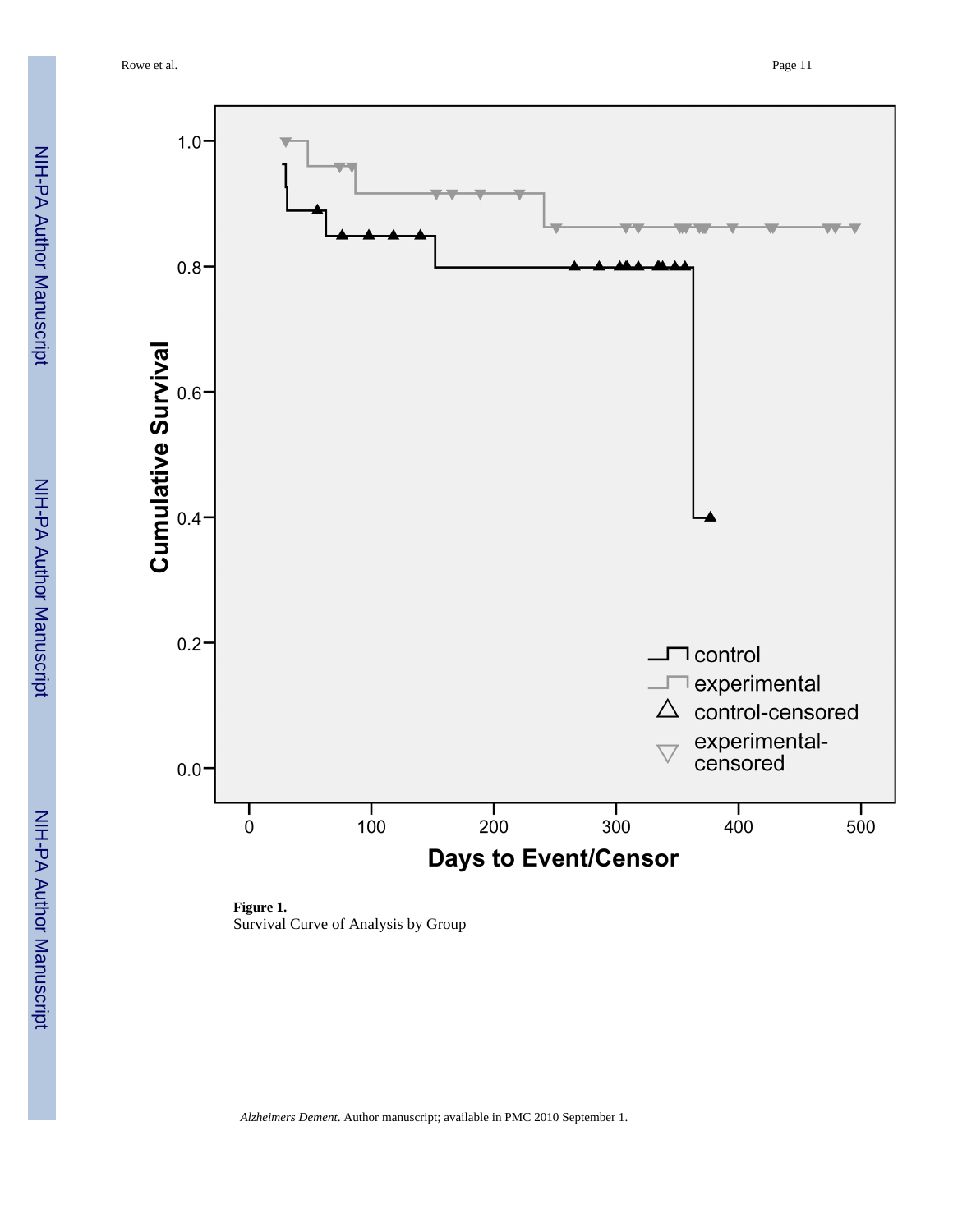**Figure 1.**
Survival Curve of Analysis by Group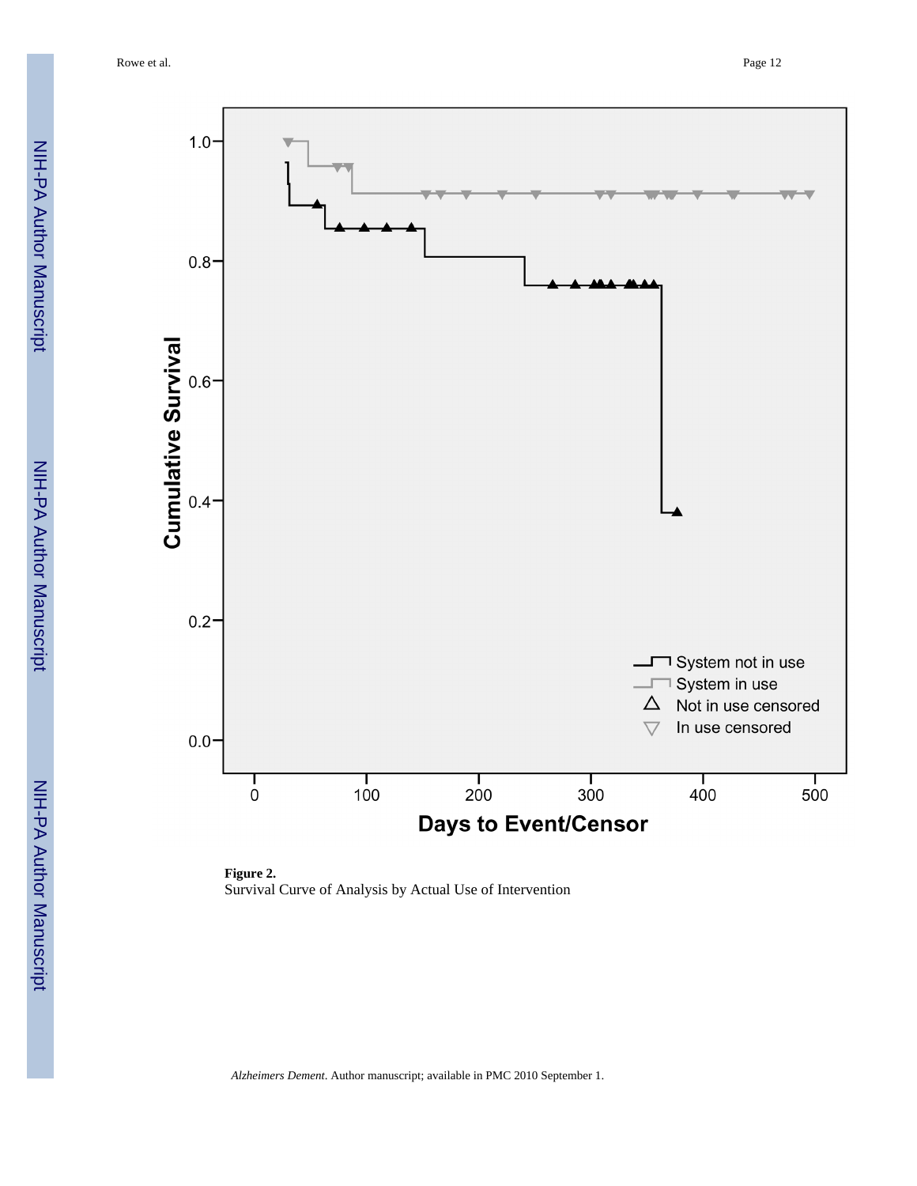**Figure 2.**

Survival Curve of Analysis by Actual Use of Intervention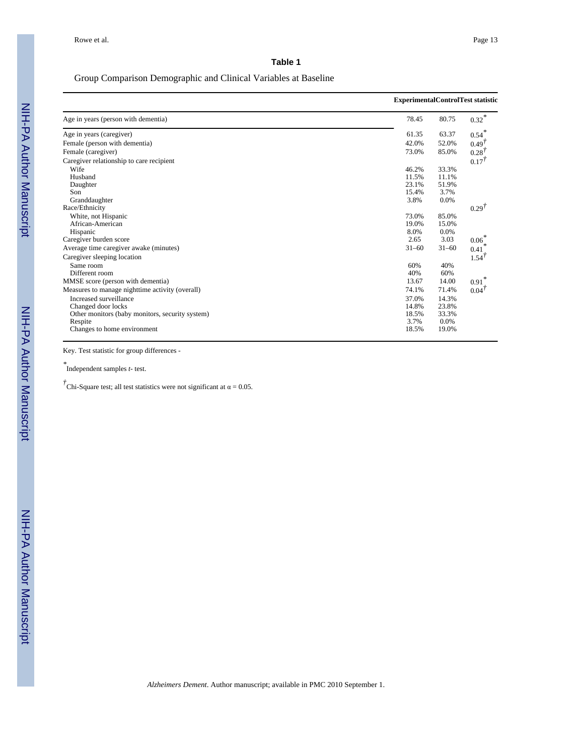**Table 1**

Group Comparison Demographic and Clinical Variables at Baseline

| | Experimental | Control | Test statistic |
|---|---|---|---|
| Age in years (person with dementia) | 78.45 | 80.75 | 0.32* |
| Age in years (caregiver) | 61.35 | 63.37 | 0.54* |
| Female (person with dementia) | 42.0% | 52.0% | 0.49† |
| Female (caregiver) | 73.0% | 85.0% | 0.28† |
| Caregiver relationship to care recipient | | | 0.17† |
| Wife | 46.2% | 33.3% | |
| Husband | 11.5% | 11.1% | |
| Daughter | 23.1% | 51.9% | |
| Son | 15.4% | 3.7% | |
| Granddaughter | 3.8% | 0.0% | |
| Race/Ethnicity | | | 0.29† |
| White, not Hispanic | 73.0% | 85.0% | |
| African-American | 19.0% | 15.0% | |
| Hispanic | 8.0% | 0.0% | |
| Caregiver burden score | 2.65 | 3.03 | 0.06* |
| Average time caregiver awake (minutes) | 31–60 | 31–60 | 0.41* |
| Caregiver sleeping location | | | 1.54† |
| Same room | 60% | 40% | |
| Different room | 40% | 60% | |
| MMSE score (person with dementia) | 13.67 | 14.00 | 0.91* |
| Measures to manage nighttime activity (overall) | 74.1% | 71.4% | 0.04† |
| Increased surveillance | 37.0% | 14.3% | |
| Changed door locks | 14.8% | 23.8% | |
| Other monitors (baby monitors, security system) | 18.5% | 33.3% | |
| Respite | 3.7% | 0.0% | |
| Changes to home environment | 18.5% | 19.0% | |

Key. Test statistic for group differences -

* Independent samples *t*- test.

† Chi-Square test; all test statistics were not significant at $\alpha = 0.05$.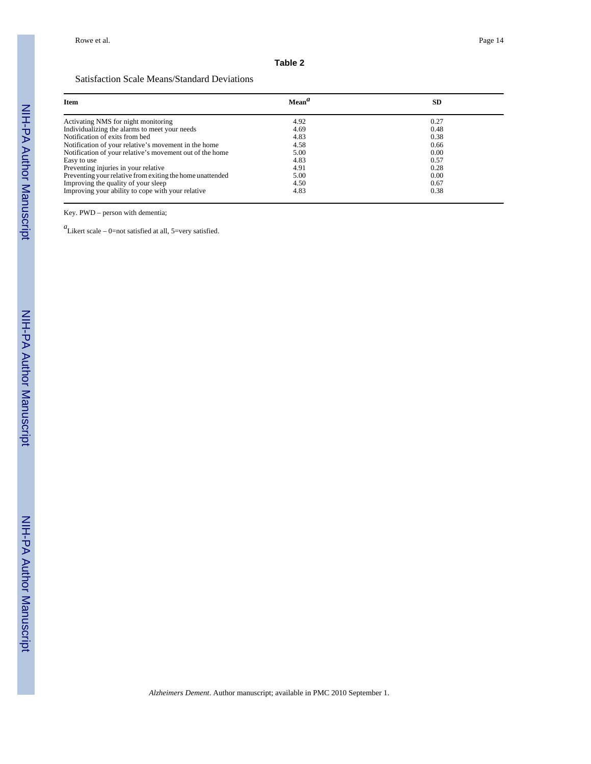## Table 2

Satisfaction Scale Means/Standard Deviations

| Item | Mean[a] | SD |
|---|---|---|
| Activating NMS for night monitoring | 4.92 | 0.27 |
| Individualizing the alarms to meet your needs | 4.69 | 0.48 |
| Notification of exits from bed | 4.83 | 0.38 |
| Notification of your relative's movement in the home | 4.58 | 0.66 |
| Notification of your relative's movement out of the home | 5.00 | 0.00 |
| Easy to use | 4.83 | 0.57 |
| Preventing injuries in your relative | 4.91 | 0.28 |
| Preventing your relative from exiting the home unattended | 5.00 | 0.00 |
| Improving the quality of your sleep | 4.50 | 0.67 |
| Improving your ability to cope with your relative | 4.83 | 0.38 |

Key. PWD – person with dementia;

[a]Likert scale – 0=not satisfied at all, 5=very satisfied.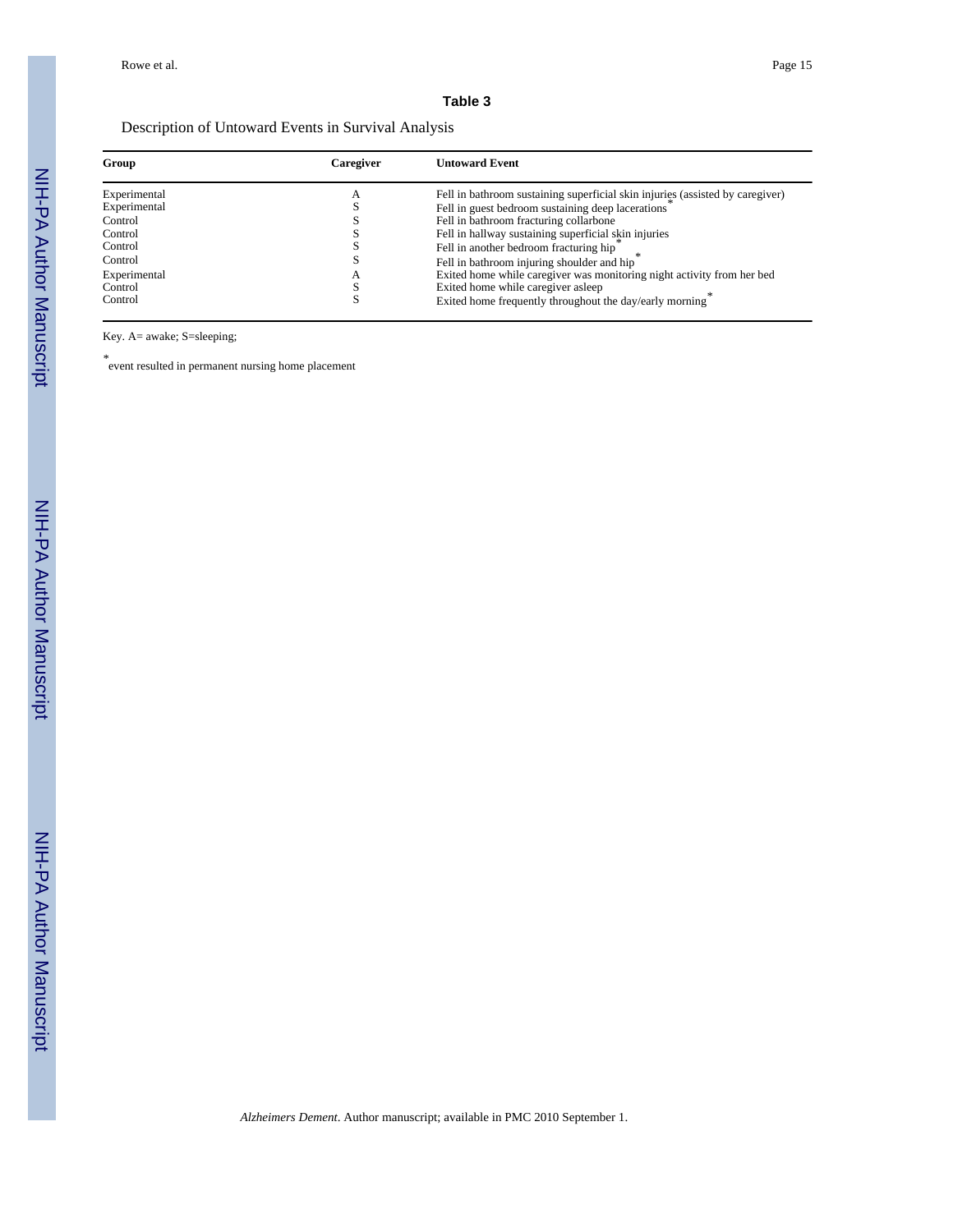**Table 3**

Description of Untoward Events in Survival Analysis

| Group | Caregiver | Untoward Event |
|---|---|---|
| Experimental | A | Fell in bathroom sustaining superficial skin injuries (assisted by caregiver) |
| Experimental | S | Fell in guest bedroom sustaining deep lacerations* |
| Control | S | Fell in bathroom fracturing collarbone |
| Control | S | Fell in hallway sustaining superficial skin injuries |
| Control | S | Fell in another bedroom fracturing hip* |
| Control | S | Fell in bathroom injuring shoulder and hip* |
| Experimental | A | Exited home while caregiver was monitoring night activity from her bed |
| Control | S | Exited home while caregiver asleep |
| Control | S | Exited home frequently throughout the day/early morning* |

Key. A= awake; S=sleeping;

* event resulted in permanent nursing home placement